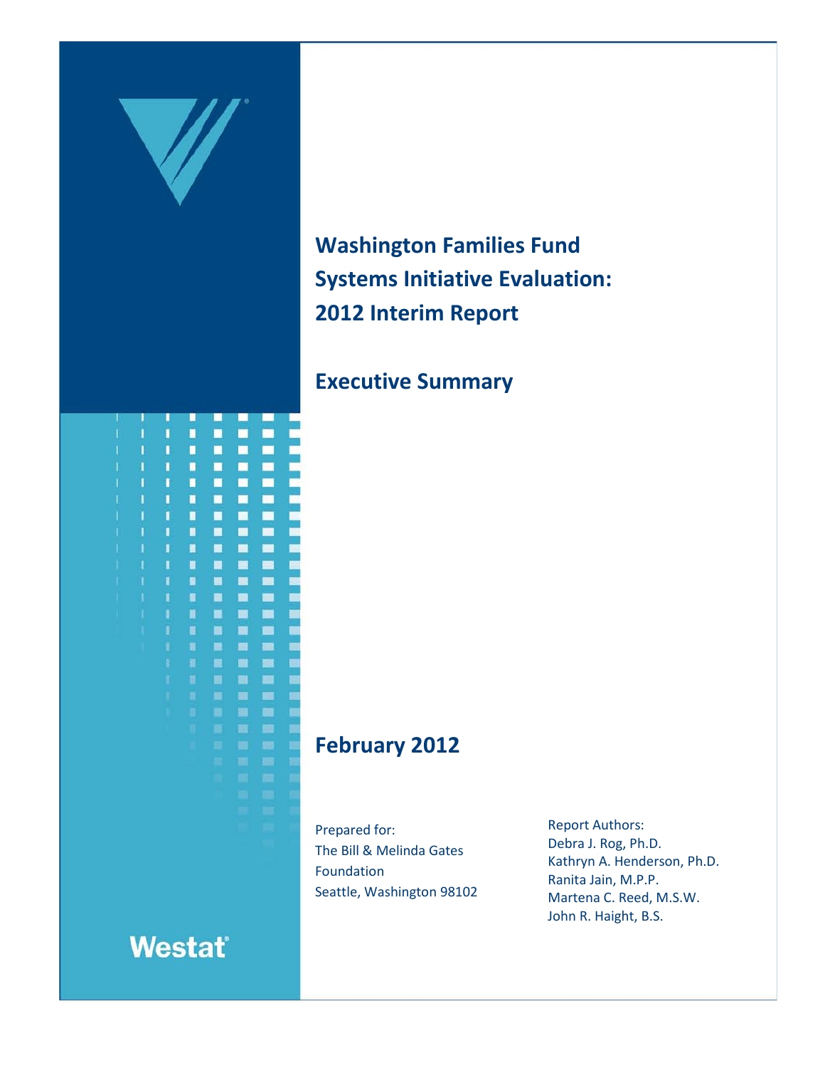# Washington Families Fund Systems Initiative Evaluation: 2012 Interim Report

## Executive Summary

**February 2012**

Prepared for:
The Bill & Melinda Gates Foundation
Seattle, Washington 98102

Report Authors:
Debra J. Rog, Ph.D.
Kathryn A. Henderson, Ph.D.
Ranita Jain, M.P.P.
Martena C. Reed, M.S.W.
John R. Haight, B.S.

Westat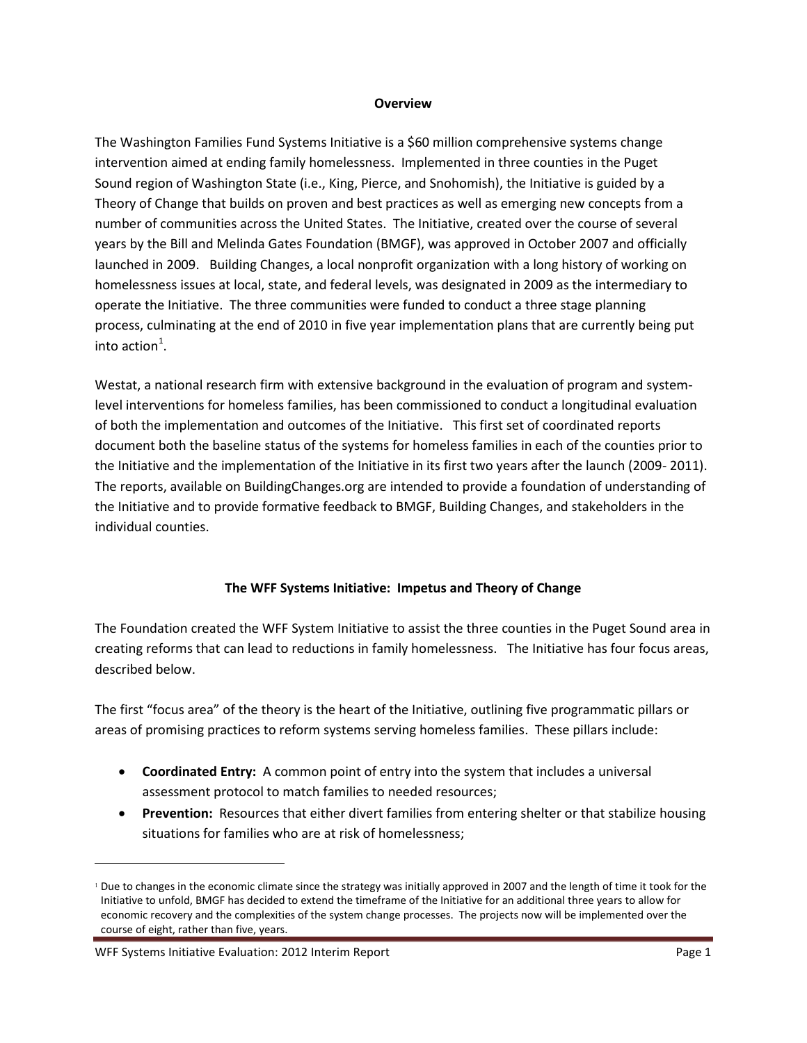## Overview

The Washington Families Fund Systems Initiative is a $60 million comprehensive systems change intervention aimed at ending family homelessness. Implemented in three counties in the Puget Sound region of Washington State (i.e., King, Pierce, and Snohomish), the Initiative is guided by a Theory of Change that builds on proven and best practices as well as emerging new concepts from a number of communities across the United States. The Initiative, created over the course of several years by the Bill and Melinda Gates Foundation (BMGF), was approved in October 2007 and officially launched in 2009. Building Changes, a local nonprofit organization with a long history of working on homelessness issues at local, state, and federal levels, was designated in 2009 as the intermediary to operate the Initiative. The three communities were funded to conduct a three stage planning process, culminating at the end of 2010 in five year implementation plans that are currently being put into action[1].

Westat, a national research firm with extensive background in the evaluation of program and system-level interventions for homeless families, has been commissioned to conduct a longitudinal evaluation of both the implementation and outcomes of the Initiative. This first set of coordinated reports document both the baseline status of the systems for homeless families in each of the counties prior to the Initiative and the implementation of the Initiative in its first two years after the launch (2009- 2011). The reports, available on BuildingChanges.org are intended to provide a foundation of understanding of the Initiative and to provide formative feedback to BMGF, Building Changes, and stakeholders in the individual counties.

## The WFF Systems Initiative: Impetus and Theory of Change

The Foundation created the WFF System Initiative to assist the three counties in the Puget Sound area in creating reforms that can lead to reductions in family homelessness. The Initiative has four focus areas, described below.

The first "focus area" of the theory is the heart of the Initiative, outlining five programmatic pillars or areas of promising practices to reform systems serving homeless families. These pillars include:

- **Coordinated Entry:** A common point of entry into the system that includes a universal assessment protocol to match families to needed resources;
- **Prevention:** Resources that either divert families from entering shelter or that stabilize housing situations for families who are at risk of homelessness;

[1] Due to changes in the economic climate since the strategy was initially approved in 2007 and the length of time it took for the Initiative to unfold, BMGF has decided to extend the timeframe of the Initiative for an additional three years to allow for economic recovery and the complexities of the system change processes. The projects now will be implemented over the course of eight, rather than five, years.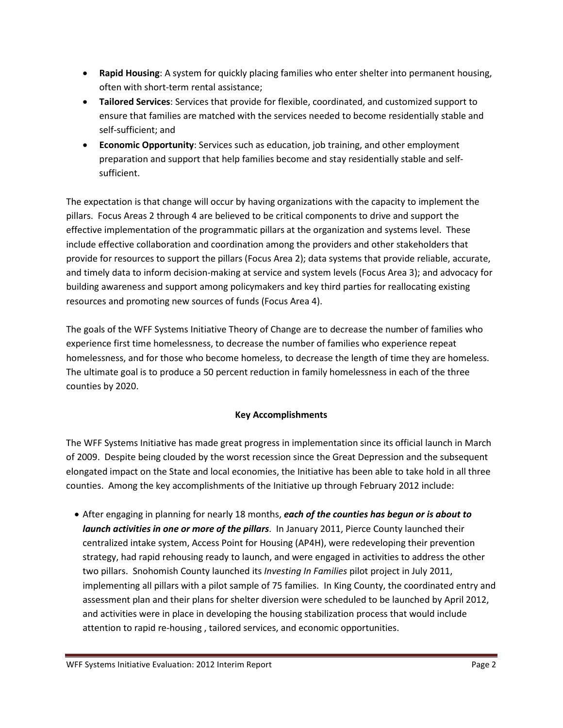- **Rapid Housing**: A system for quickly placing families who enter shelter into permanent housing, often with short-term rental assistance;
- **Tailored Services**: Services that provide for flexible, coordinated, and customized support to ensure that families are matched with the services needed to become residentially stable and self-sufficient; and
- **Economic Opportunity**: Services such as education, job training, and other employment preparation and support that help families become and stay residentially stable and self-sufficient.

The expectation is that change will occur by having organizations with the capacity to implement the pillars. Focus Areas 2 through 4 are believed to be critical components to drive and support the effective implementation of the programmatic pillars at the organization and systems level. These include effective collaboration and coordination among the providers and other stakeholders that provide for resources to support the pillars (Focus Area 2); data systems that provide reliable, accurate, and timely data to inform decision-making at service and system levels (Focus Area 3); and advocacy for building awareness and support among policymakers and key third parties for reallocating existing resources and promoting new sources of funds (Focus Area 4).

The goals of the WFF Systems Initiative Theory of Change are to decrease the number of families who experience first time homelessness, to decrease the number of families who experience repeat homelessness, and for those who become homeless, to decrease the length of time they are homeless. The ultimate goal is to produce a 50 percent reduction in family homelessness in each of the three counties by 2020.

### Key Accomplishments

The WFF Systems Initiative has made great progress in implementation since its official launch in March of 2009. Despite being clouded by the worst recession since the Great Depression and the subsequent elongated impact on the State and local economies, the Initiative has been able to take hold in all three counties. Among the key accomplishments of the Initiative up through February 2012 include:

- After engaging in planning for nearly 18 months, ***each of the counties has begun or is about to launch activities in one or more of the pillars***. In January 2011, Pierce County launched their centralized intake system, Access Point for Housing (AP4H), were redeveloping their prevention strategy, had rapid rehousing ready to launch, and were engaged in activities to address the other two pillars. Snohomish County launched its *Investing In Families* pilot project in July 2011, implementing all pillars with a pilot sample of 75 families. In King County, the coordinated entry and assessment plan and their plans for shelter diversion were scheduled to be launched by April 2012, and activities were in place in developing the housing stabilization process that would include attention to rapid re-housing , tailored services, and economic opportunities.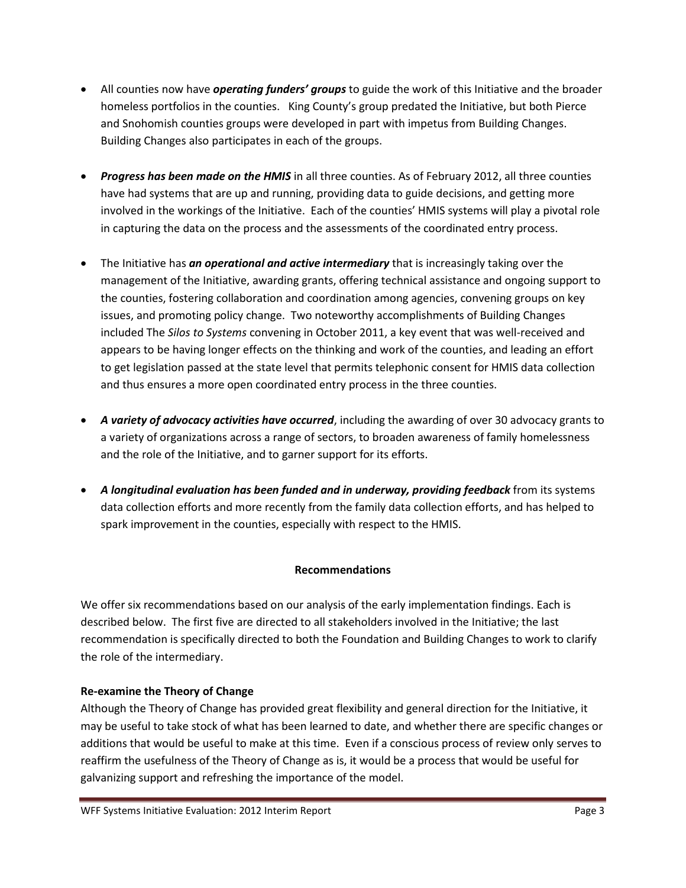- All counties now have ***operating funders' groups*** to guide the work of this Initiative and the broader homeless portfolios in the counties. King County's group predated the Initiative, but both Pierce and Snohomish counties groups were developed in part with impetus from Building Changes. Building Changes also participates in each of the groups.

- ***Progress has been made on the HMIS*** in all three counties. As of February 2012, all three counties have had systems that are up and running, providing data to guide decisions, and getting more involved in the workings of the Initiative. Each of the counties' HMIS systems will play a pivotal role in capturing the data on the process and the assessments of the coordinated entry process.

- The Initiative has ***an operational and active intermediary*** that is increasingly taking over the management of the Initiative, awarding grants, offering technical assistance and ongoing support to the counties, fostering collaboration and coordination among agencies, convening groups on key issues, and promoting policy change. Two noteworthy accomplishments of Building Changes included The *Silos to Systems* convening in October 2011, a key event that was well-received and appears to be having longer effects on the thinking and work of the counties, and leading an effort to get legislation passed at the state level that permits telephonic consent for HMIS data collection and thus ensures a more open coordinated entry process in the three counties.

- ***A variety of advocacy activities have occurred***, including the awarding of over 30 advocacy grants to a variety of organizations across a range of sectors, to broaden awareness of family homelessness and the role of the Initiative, and to garner support for its efforts.

- ***A longitudinal evaluation has been funded and in underway, providing feedback*** from its systems data collection efforts and more recently from the family data collection efforts, and has helped to spark improvement in the counties, especially with respect to the HMIS.

## Recommendations

We offer six recommendations based on our analysis of the early implementation findings. Each is described below. The first five are directed to all stakeholders involved in the Initiative; the last recommendation is specifically directed to both the Foundation and Building Changes to work to clarify the role of the intermediary.

### Re-examine the Theory of Change

Although the Theory of Change has provided great flexibility and general direction for the Initiative, it may be useful to take stock of what has been learned to date, and whether there are specific changes or additions that would be useful to make at this time. Even if a conscious process of review only serves to reaffirm the usefulness of the Theory of Change as is, it would be a process that would be useful for galvanizing support and refreshing the importance of the model.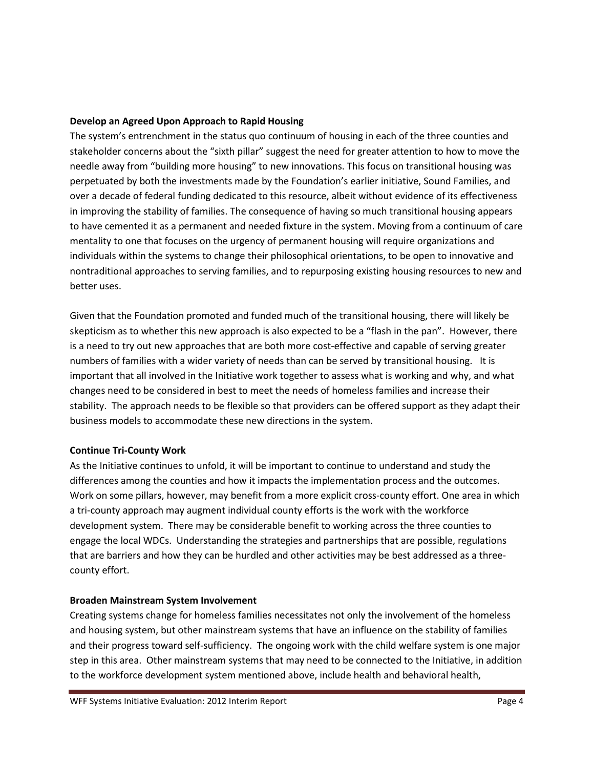**Develop an Agreed Upon Approach to Rapid Housing**

The system's entrenchment in the status quo continuum of housing in each of the three counties and stakeholder concerns about the "sixth pillar" suggest the need for greater attention to how to move the needle away from "building more housing" to new innovations. This focus on transitional housing was perpetuated by both the investments made by the Foundation's earlier initiative, Sound Families, and over a decade of federal funding dedicated to this resource, albeit without evidence of its effectiveness in improving the stability of families. The consequence of having so much transitional housing appears to have cemented it as a permanent and needed fixture in the system. Moving from a continuum of care mentality to one that focuses on the urgency of permanent housing will require organizations and individuals within the systems to change their philosophical orientations, to be open to innovative and nontraditional approaches to serving families, and to repurposing existing housing resources to new and better uses.

Given that the Foundation promoted and funded much of the transitional housing, there will likely be skepticism as to whether this new approach is also expected to be a "flash in the pan". However, there is a need to try out new approaches that are both more cost-effective and capable of serving greater numbers of families with a wider variety of needs than can be served by transitional housing. It is important that all involved in the Initiative work together to assess what is working and why, and what changes need to be considered in best to meet the needs of homeless families and increase their stability. The approach needs to be flexible so that providers can be offered support as they adapt their business models to accommodate these new directions in the system.

**Continue Tri-County Work**

As the Initiative continues to unfold, it will be important to continue to understand and study the differences among the counties and how it impacts the implementation process and the outcomes. Work on some pillars, however, may benefit from a more explicit cross-county effort. One area in which a tri-county approach may augment individual county efforts is the work with the workforce development system. There may be considerable benefit to working across the three counties to engage the local WDCs. Understanding the strategies and partnerships that are possible, regulations that are barriers and how they can be hurdled and other activities may be best addressed as a three-county effort.

**Broaden Mainstream System Involvement**

Creating systems change for homeless families necessitates not only the involvement of the homeless and housing system, but other mainstream systems that have an influence on the stability of families and their progress toward self-sufficiency. The ongoing work with the child welfare system is one major step in this area. Other mainstream systems that may need to be connected to the Initiative, in addition to the workforce development system mentioned above, include health and behavioral health,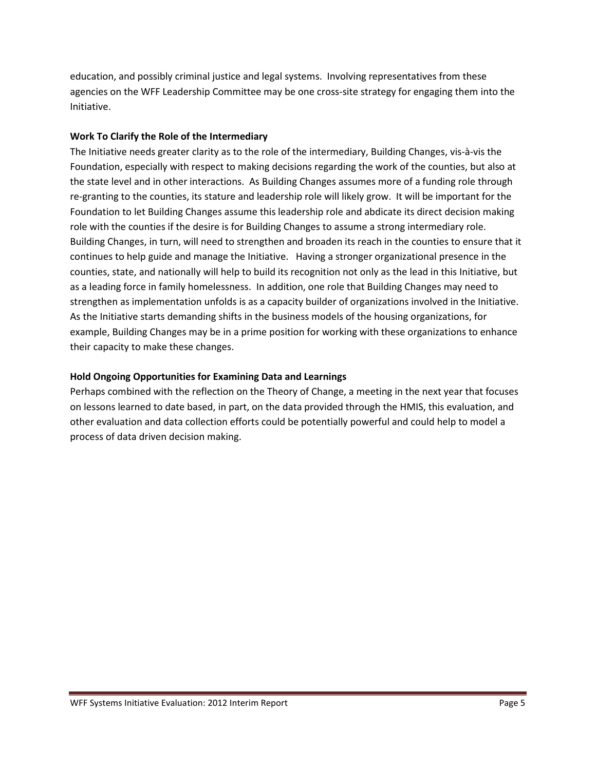education, and possibly criminal justice and legal systems. Involving representatives from these agencies on the WFF Leadership Committee may be one cross-site strategy for engaging them into the Initiative.

**Work To Clarify the Role of the Intermediary**

The Initiative needs greater clarity as to the role of the intermediary, Building Changes, vis-à-vis the Foundation, especially with respect to making decisions regarding the work of the counties, but also at the state level and in other interactions. As Building Changes assumes more of a funding role through re-granting to the counties, its stature and leadership role will likely grow. It will be important for the Foundation to let Building Changes assume this leadership role and abdicate its direct decision making role with the counties if the desire is for Building Changes to assume a strong intermediary role. Building Changes, in turn, will need to strengthen and broaden its reach in the counties to ensure that it continues to help guide and manage the Initiative. Having a stronger organizational presence in the counties, state, and nationally will help to build its recognition not only as the lead in this Initiative, but as a leading force in family homelessness. In addition, one role that Building Changes may need to strengthen as implementation unfolds is as a capacity builder of organizations involved in the Initiative. As the Initiative starts demanding shifts in the business models of the housing organizations, for example, Building Changes may be in a prime position for working with these organizations to enhance their capacity to make these changes.

**Hold Ongoing Opportunities for Examining Data and Learnings**

Perhaps combined with the reflection on the Theory of Change, a meeting in the next year that focuses on lessons learned to date based, in part, on the data provided through the HMIS, this evaluation, and other evaluation and data collection efforts could be potentially powerful and could help to model a process of data driven decision making.